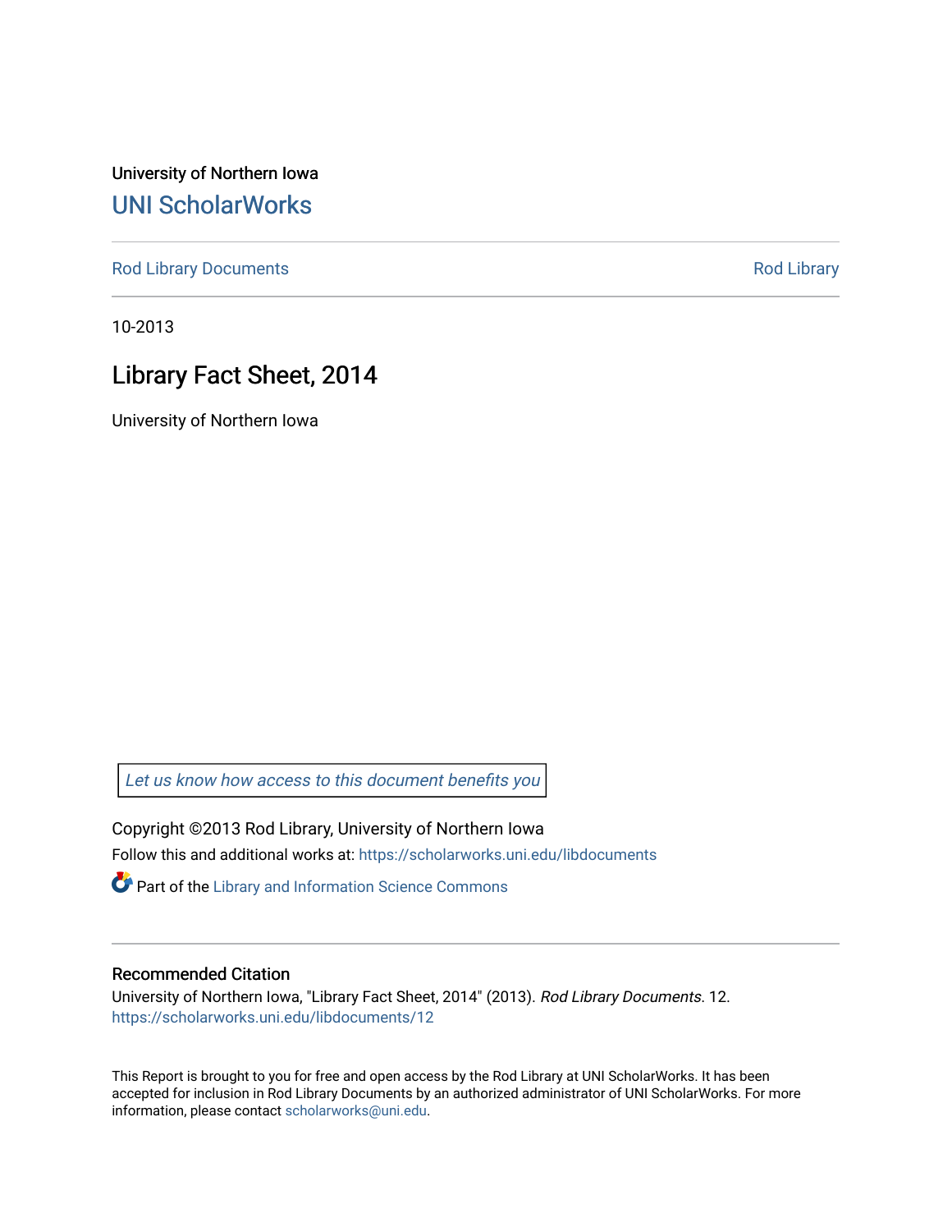University of Northern Iowa

# UNI ScholarWorks

Rod Library Documents | Rod Library

10-2013

## Library Fact Sheet, 2014

University of Northern Iowa

*Let us know how access to this document benefits you*

Copyright ©2013 Rod Library, University of Northern Iowa

Follow this and additional works at: https://scholarworks.uni.edu/libdocuments

Part of the Library and Information Science Commons

### Recommended Citation

University of Northern Iowa, "Library Fact Sheet, 2014" (2013). *Rod Library Documents*. 12.
https://scholarworks.uni.edu/libdocuments/12

This Report is brought to you for free and open access by the Rod Library at UNI ScholarWorks. It has been accepted for inclusion in Rod Library Documents by an authorized administrator of UNI ScholarWorks. For more information, please contact scholarworks@uni.edu.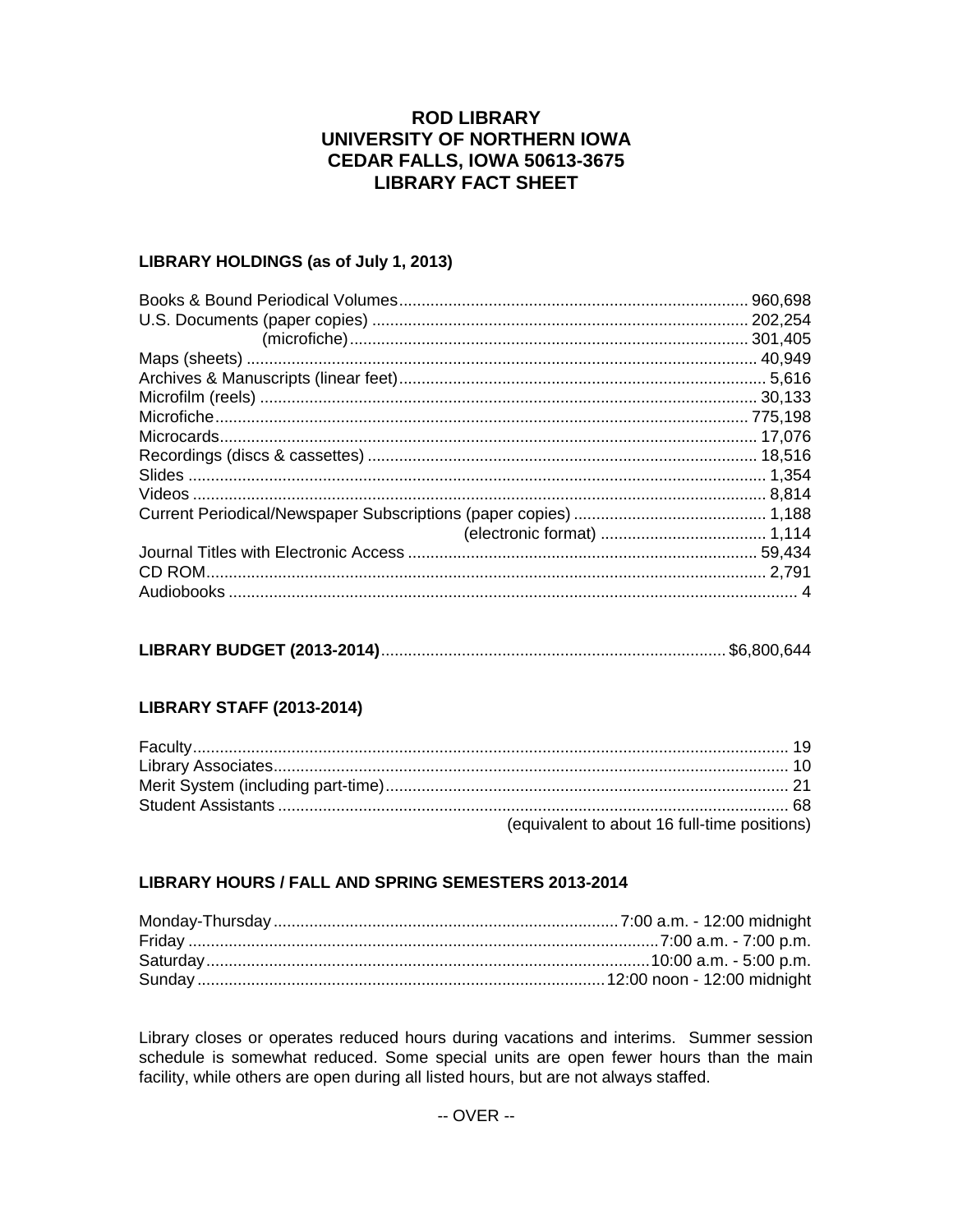# ROD LIBRARY
# UNIVERSITY OF NORTHERN IOWA
# CEDAR FALLS, IOWA 50613-3675
# LIBRARY FACT SHEET

## LIBRARY HOLDINGS (as of July 1, 2013)

| Item | Count |
|---|---|
| Books & Bound Periodical Volumes | 960,698 |
| U.S. Documents (paper copies) | 202,254 |
| (microfiche) | 301,405 |
| Maps (sheets) | 40,949 |
| Archives & Manuscripts (linear feet) | 5,616 |
| Microfilm (reels) | 30,133 |
| Microfiche | 775,198 |
| Microcards | 17,076 |
| Recordings (discs & cassettes) | 18,516 |
| Slides | 1,354 |
| Videos | 8,814 |
| Current Periodical/Newspaper Subscriptions (paper copies) | 1,188 |
| (electronic format) | 1,114 |
| Journal Titles with Electronic Access | 59,434 |
| CD ROM | 2,791 |
| Audiobooks | 4 |

**LIBRARY BUDGET (2013-2014)** ............ $6,800,644

## LIBRARY STAFF (2013-2014)

| Staff | Count |
|---|---|
| Faculty | 19 |
| Library Associates | 10 |
| Merit System (including part-time) | 21 |
| Student Assistants | 68 |
| | (equivalent to about 16 full-time positions) |

## LIBRARY HOURS / FALL AND SPRING SEMESTERS 2013-2014

| Day | Hours |
|---|---|
| Monday-Thursday | 7:00 a.m. - 12:00 midnight |
| Friday | 7:00 a.m. - 7:00 p.m. |
| Saturday | 10:00 a.m. - 5:00 p.m. |
| Sunday | 12:00 noon - 12:00 midnight |

Library closes or operates reduced hours during vacations and interims. Summer session schedule is somewhat reduced. Some special units are open fewer hours than the main facility, while others are open during all listed hours, but are not always staffed.

-- OVER --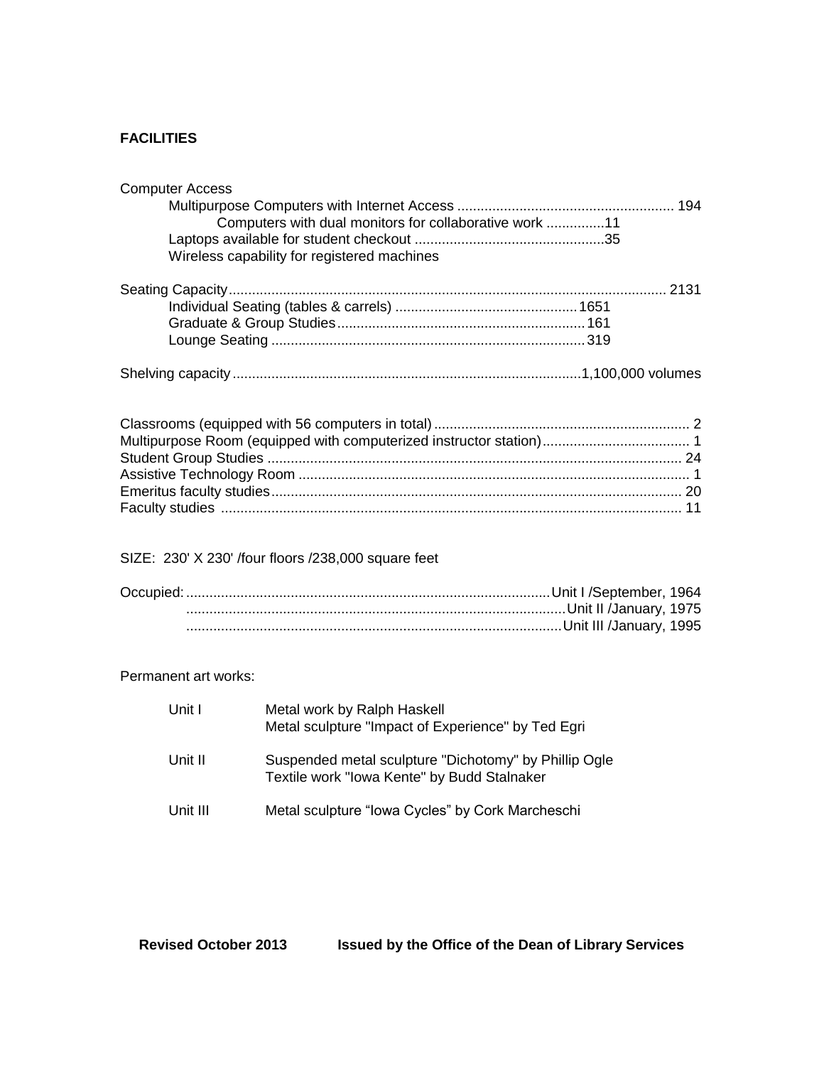**FACILITIES**

Computer Access

- Multipurpose Computers with Internet Access ........................................................ 194
  - Computers with dual monitors for collaborative work ...............11
- Laptops available for student checkout .................................................35
- Wireless capability for registered machines

Seating Capacity............................................................................................................... 2131

- Individual Seating (tables & carrels) ..............................................1651
- Graduate & Group Studies................................................................161
- Lounge Seating .................................................................................319

Shelving capacity.........................................................................................1,100,000 volumes

Classrooms (equipped with 56 computers in total) ................................................................. 2
Multipurpose Room (equipped with computerized instructor station)...................................... 1
Student Group Studies .......................................................................................................... 24
Assistive Technology Room .................................................................................................... 1
Emeritus faculty studies......................................................................................................... 20
Faculty studies ...................................................................................................................... 11

SIZE: 230' X 230' /four floors /238,000 square feet

Occupied: .............................................................................................Unit I /September, 1964
.................................................................................................Unit II /January, 1975
................................................................................................Unit III /January, 1995

Permanent art works:

| | |
|---|---|
| Unit I | Metal work by Ralph Haskell<br>Metal sculpture "Impact of Experience" by Ted Egri |
| Unit II | Suspended metal sculpture "Dichotomy" by Phillip Ogle<br>Textile work "Iowa Kente" by Budd Stalnaker |
| Unit III | Metal sculpture “Iowa Cycles” by Cork Marcheschi |

**Revised October 2013** **Issued by the Office of the Dean of Library Services**